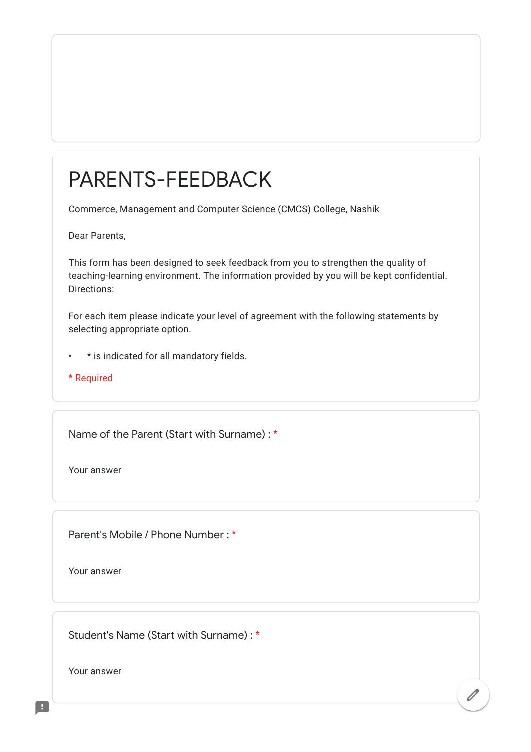# PARENTS-FEEDBACK

Commerce, Management and Computer Science (CMCS) College, Nashik

Dear Parents,

This form has been designed to seek feedback from you to strengthen the quality of teaching-learning environment. The information provided by you will be kept confidential.
Directions:

For each item please indicate your level of agreement with the following statements by selecting appropriate option.

- * is indicated for all mandatory fields.

* Required

Name of the Parent (Start with Surname) : *

Your answer

Parent's Mobile / Phone Number : *

Your answer

Student's Name (Start with Surname) : *

Your answer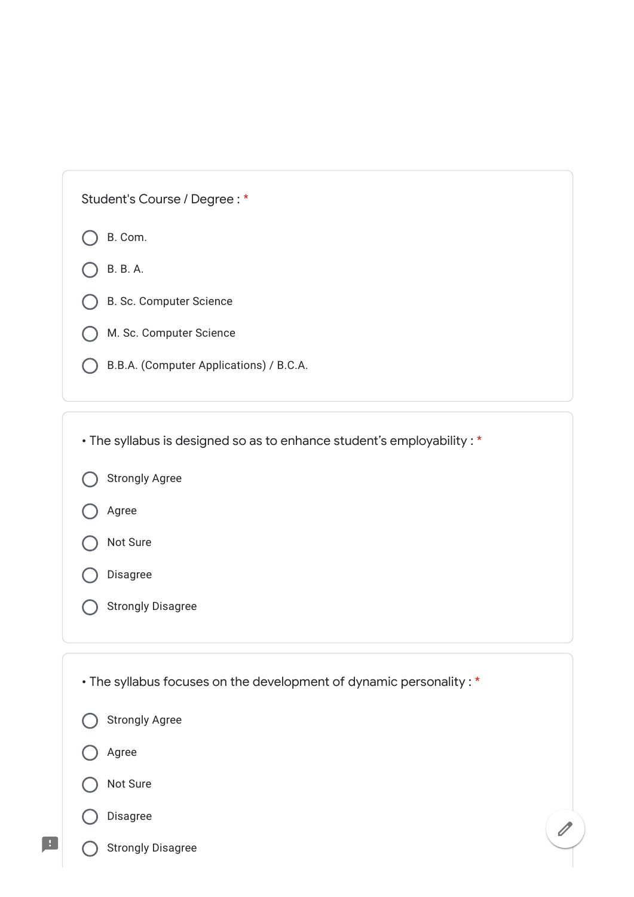Student's Course / Degree : *

- B. Com.
- B. B. A.
- B. Sc. Computer Science
- M. Sc. Computer Science
- B.B.A. (Computer Applications) / B.C.A.

• The syllabus is designed so as to enhance student's employability : *

- Strongly Agree
- Agree
- Not Sure
- Disagree
- Strongly Disagree

• The syllabus focuses on the development of dynamic personality : *

- Strongly Agree
- Agree
- Not Sure
- Disagree
- Strongly Disagree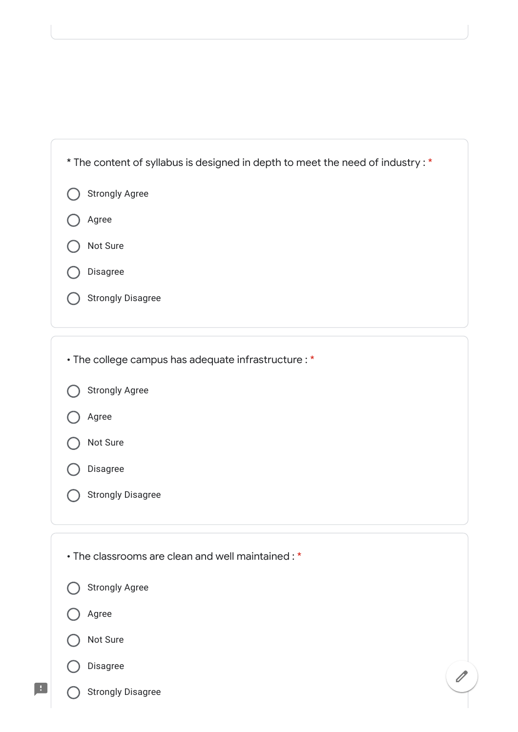* The content of syllabus is designed in depth to meet the need of industry : *

- Strongly Agree
- Agree
- Not Sure
- Disagree
- Strongly Disagree

• The college campus has adequate infrastructure : *

- Strongly Agree
- Agree
- Not Sure
- Disagree
- Strongly Disagree

• The classrooms are clean and well maintained : *

- Strongly Agree
- Agree
- Not Sure
- Disagree
- Strongly Disagree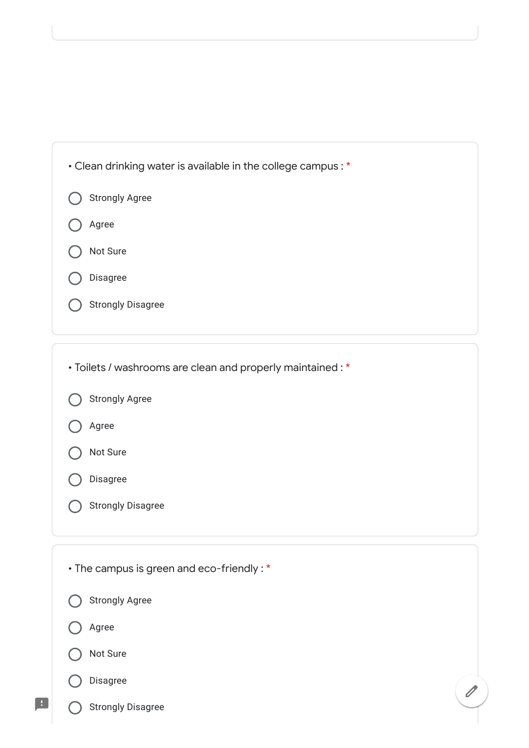• Clean drinking water is available in the college campus : *

- Strongly Agree
- Agree
- Not Sure
- Disagree
- Strongly Disagree

• Toilets / washrooms are clean and properly maintained : *

- Strongly Agree
- Agree
- Not Sure
- Disagree
- Strongly Disagree

• The campus is green and eco-friendly : *

- Strongly Agree
- Agree
- Not Sure
- Disagree
- Strongly Disagree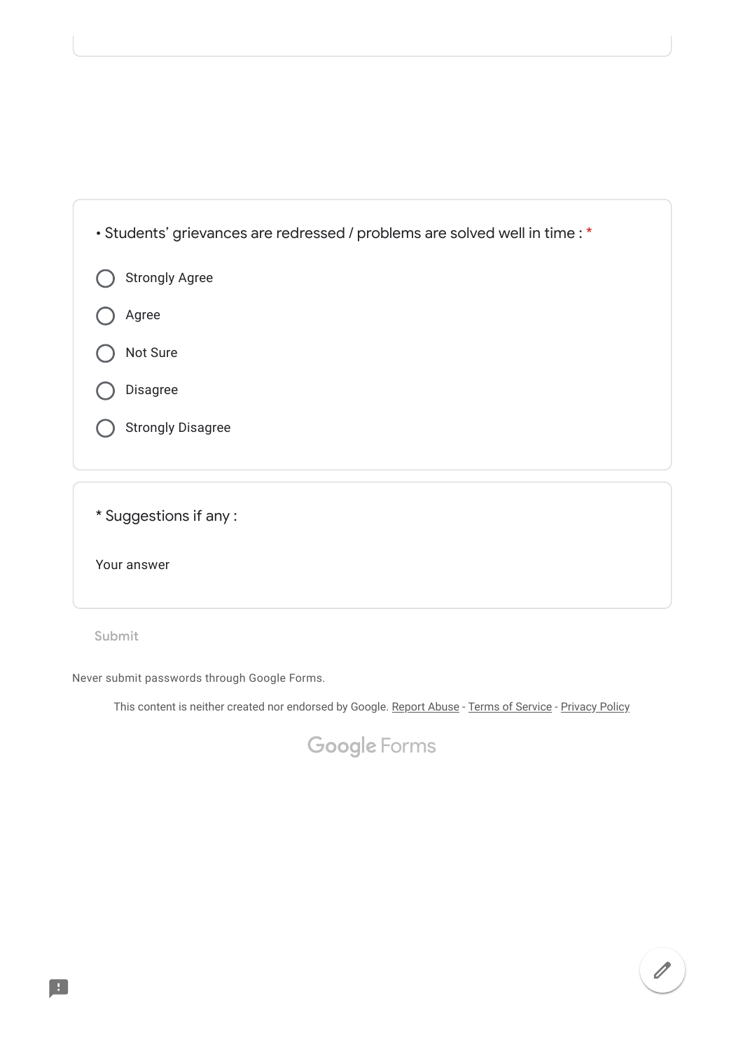• Students' grievances are redressed / problems are solved well in time : *

- Strongly Agree
- Agree
- Not Sure
- Disagree
- Strongly Disagree

* Suggestions if any :

Your answer

Submit

Never submit passwords through Google Forms.

This content is neither created nor endorsed by Google. Report Abuse - Terms of Service - Privacy Policy

Google Forms